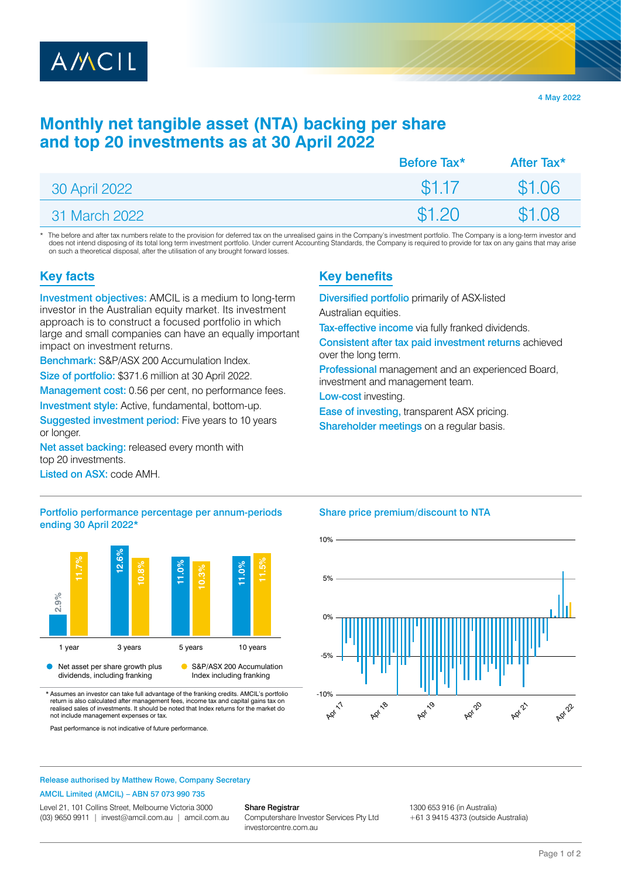AMCIL

4 May 2022

# Monthly net tangible asset (NTA) backing per share and top 20 investments as at 30 April 2022

| | Before Tax* | After Tax* |
|---|---|---|
| 30 April 2022 | $1.17 | $1.06 |
| 31 March 2022 | $1.20 | $1.08 |

\* The before and after tax numbers relate to the provision for deferred tax on the unrealised gains in the Company's investment portfolio. The Company is a long-term investor and does not intend disposing of its total long term investment portfolio. Under current Accounting Standards, the Company is required to provide for tax on any gains that may arise on such a theoretical disposal, after the utilisation of any brought forward losses.

## Key facts

**Investment objectives:** AMCIL is a medium to long-term investor in the Australian equity market. Its investment approach is to construct a focused portfolio in which large and small companies can have an equally important impact on investment returns.

**Benchmark:** S&P/ASX 200 Accumulation Index.

**Size of portfolio:** $371.6 million at 30 April 2022.

**Management cost:** 0.56 per cent, no performance fees.

**Investment style:** Active, fundamental, bottom-up.

**Suggested investment period:** Five years to 10 years or longer.

**Net asset backing:** released every month with top 20 investments.

**Listed on ASX:** code AMH.

## Key benefits

**Diversified portfolio** primarily of ASX-listed Australian equities.

**Tax-effective income** via fully franked dividends.

**Consistent after tax paid investment returns** achieved over the long term.

**Professional** management and an experienced Board, investment and management team.

**Low-cost** investing.

**Ease of investing,** transparent ASX pricing.

**Shareholder meetings** on a regular basis.

### Portfolio performance percentage per annum-periods ending 30 April 2022*

| | 1 year | 3 years | 5 years | 10 years |
|---|---|---|---|---|
| Net asset per share growth plus dividends, including franking | 2.9% | 12.6% | 11.0% | 11.0% |
| S&P/ASX 200 Accumulation Index including franking | 11.7% | 10.8% | 10.3% | 11.5% |

\* Assumes an investor can take full advantage of the franking credits. AMCIL's portfolio return is also calculated after management fees, income tax and capital gains tax on realised sales of investments. It should be noted that Index returns for the market do not include management expenses or tax.

Past performance is not indicative of future performance.

### Share price premium/discount to NTA

Release authorised by Matthew Rowe, Company Secretary

AMCIL Limited (AMCIL) – ABN 57 073 990 735

Level 21, 101 Collins Street, Melbourne Victoria 3000
(03) 9650 9911 | invest@amcil.com.au | amcil.com.au

**Share Registrar**
Computershare Investor Services Pty Ltd
investorcentre.com.au

1300 653 916 (in Australia)
+61 3 9415 4373 (outside Australia)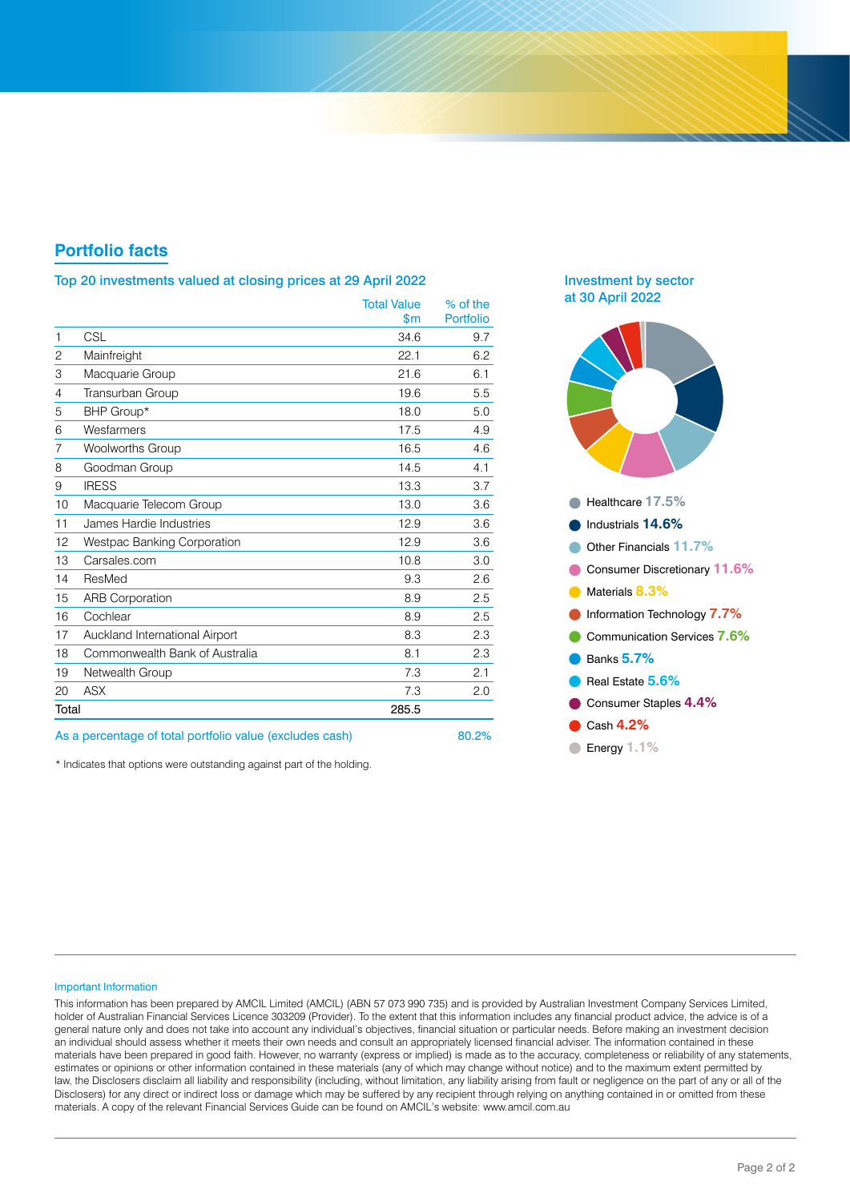## Portfolio facts

### Top 20 investments valued at closing prices at 29 April 2022

| | | Total Value $m | % of the Portfolio |
|---|---|---|---|
| 1 | CSL | 34.6 | 9.7 |
| 2 | Mainfreight | 22.1 | 6.2 |
| 3 | Macquarie Group | 21.6 | 6.1 |
| 4 | Transurban Group | 19.6 | 5.5 |
| 5 | BHP Group* | 18.0 | 5.0 |
| 6 | Wesfarmers | 17.5 | 4.9 |
| 7 | Woolworths Group | 16.5 | 4.6 |
| 8 | Goodman Group | 14.5 | 4.1 |
| 9 | IRESS | 13.3 | 3.7 |
| 10 | Macquarie Telecom Group | 13.0 | 3.6 |
| 11 | James Hardie Industries | 12.9 | 3.6 |
| 12 | Westpac Banking Corporation | 12.9 | 3.6 |
| 13 | Carsales.com | 10.8 | 3.0 |
| 14 | ResMed | 9.3 | 2.6 |
| 15 | ARB Corporation | 8.9 | 2.5 |
| 16 | Cochlear | 8.9 | 2.5 |
| 17 | Auckland International Airport | 8.3 | 2.3 |
| 18 | Commonwealth Bank of Australia | 8.1 | 2.3 |
| 19 | Netwealth Group | 7.3 | 2.1 |
| 20 | ASX | 7.3 | 2.0 |
| Total | | 285.5 | |
| As a percentage of total portfolio value (excludes cash) | | | 80.2% |

\* Indicates that options were outstanding against part of the holding.

### Investment by sector at 30 April 2022

Healthcare 17.5%
Industrials 14.6%
Other Financials 11.7%
Consumer Discretionary 11.6%
Materials 8.3%
Information Technology 7.7%
Communication Services 7.6%
Banks 5.7%
Real Estate 5.6%
Consumer Staples 4.4%
Cash 4.2%
Energy 1.1%

#### Important Information

This information has been prepared by AMCIL Limited (AMCIL) (ABN 57 073 990 735) and is provided by Australian Investment Company Services Limited, holder of Australian Financial Services Licence 303209 (Provider). To the extent that this information includes any financial product advice, the advice is of a general nature only and does not take into account any individual's objectives, financial situation or particular needs. Before making an investment decision an individual should assess whether it meets their own needs and consult an appropriately licensed financial adviser. The information contained in these materials have been prepared in good faith. However, no warranty (express or implied) is made as to the accuracy, completeness or reliability of any statements, estimates or opinions or other information contained in these materials (any of which may change without notice) and to the maximum extent permitted by law, the Disclosers disclaim all liability and responsibility (including, without limitation, any liability arising from fault or negligence on the part of any or all of the Disclosers) for any direct or indirect loss or damage which may be suffered by any recipient through relying on anything contained in or omitted from these materials. A copy of the relevant Financial Services Guide can be found on AMCIL's website: www.amcil.com.au